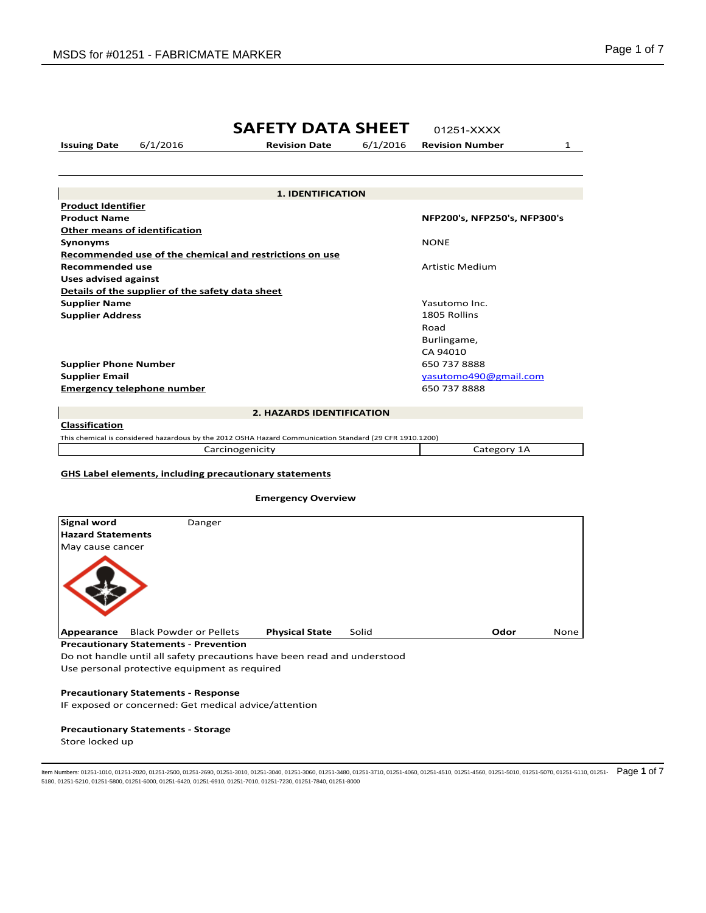# SAFETY DATA SHEET

01251-XXXX

**Issuing Date** 6/1/2016 **Revision Date** 6/1/2016 **Revision Number** 1

## 1. IDENTIFICATION

**Product Identifier**

| | |
|---|---|
| **Product Name** | **NFP200's, NFP250's, NFP300's** |

**Other means of identification**

| | |
|---|---|
| **Synonyms** | NONE |

**Recommended use of the chemical and restrictions on use**

| | |
|---|---|
| **Recommended use** | Artistic Medium |
| **Uses advised against** | |

**Details of the supplier of the safety data sheet**

| | |
|---|---|
| **Supplier Name** | Yasutomo Inc. |
| **Supplier Address** | 1805 Rollins Road Burlingame, CA 94010 |
| **Supplier Phone Number** | 650 737 8888 |
| **Supplier Email** | yasutomo490@gmail.com |
| **Emergency telephone number** | 650 737 8888 |

## 2. HAZARDS IDENTIFICATION

**Classification**

This chemical is considered hazardous by the 2012 OSHA Hazard Communication Standard (29 CFR 1910.1200)

| Carcinogenicity | Category 1A |
|---|---|

**GHS Label elements, including precautionary statements**

**Emergency Overview**

**Signal word** Danger

**Hazard Statements**

May cause cancer

**Appearance** Black Powder or Pellets **Physical State** Solid **Odor** None

**Precautionary Statements - Prevention**

Do not handle until all safety precautions have been read and understood

Use personal protective equipment as required

**Precautionary Statements - Response**

IF exposed or concerned: Get medical advice/attention

**Precautionary Statements - Storage**

Store locked up

Item Numbers: 01251-1010, 01251-2020, 01251-2500, 01251-2690, 01251-3010, 01251-3040, 01251-3060, 01251-3480, 01251-3710, 01251-4060, 01251-4510, 01251-4560, 01251-5010, 01251-5070, 01251-5110, 01251-5180, 01251-5210, 01251-5800, 01251-6000, 01251-6420, 01251-6910, 01251-7010, 01251-7230, 01251-7840, 01251-8000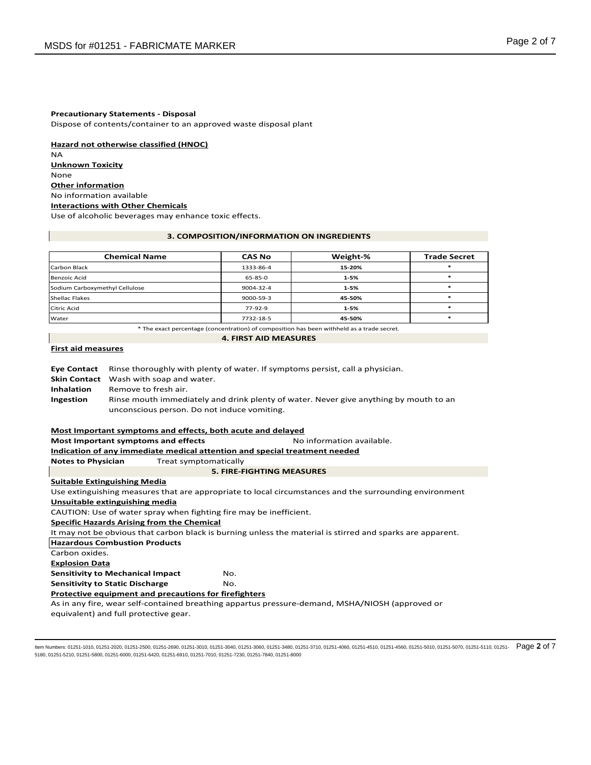**Precautionary Statements - Disposal**
Dispose of contents/container to an approved waste disposal plant

**Hazard not otherwise classified (HNOC)**
NA
**Unknown Toxicity**
None
**Other information**
No information available
**Interactions with Other Chemicals**
Use of alcoholic beverages may enhance toxic effects.

## 3. COMPOSITION/INFORMATION ON INGREDIENTS

| Chemical Name | CAS No | Weight-% | Trade Secret |
|---|---|---|---|
| Carbon Black | 1333-86-4 | 15-20% | * |
| Benzoic Acid | 65-85-0 | 1-5% | * |
| Sodium Carboxymethyl Cellulose | 9004-32-4 | 1-5% | * |
| Shellac Flakes | 9000-59-3 | 45-50% | * |
| Citric Acid | 77-92-9 | 1-5% | * |
| Water | 7732-18-5 | 45-50% | * |

* The exact percentage (concentration) of composition has been withheld as a trade secret.

## 4. FIRST AID MEASURES

**First aid measures**

**Eye Contact** Rinse thoroughly with plenty of water. If symptoms persist, call a physician.
**Skin Contact** Wash with soap and water.
**Inhalation** Remove to fresh air.
**Ingestion** Rinse mouth immediately and drink plenty of water. Never give anything by mouth to an unconscious person. Do not induce vomiting.

**Most Important symptoms and effects, both acute and delayed**
**Most Important symptoms and effects** No information available.
**Indication of any immediate medical attention and special treatment needed**
**Notes to Physician** Treat symptomatically

## 5. FIRE-FIGHTING MEASURES

**Suitable Extinguishing Media**
Use extinguishing measures that are appropriate to local circumstances and the surrounding environment
**Unsuitable extinguishing media**
CAUTION: Use of water spray when fighting fire may be inefficient.
**Specific Hazards Arising from the Chemical**
It may not be obvious that carbon black is burning unless the material is stirred and sparks are apparent.
**Hazardous Combustion Products**
Carbon oxides.
**Explosion Data**
**Sensitivity to Mechanical Impact** No.
**Sensitivity to Static Discharge** No.
**Protective equipment and precautions for firefighters**
As in any fire, wear self-contained breathing appartus pressure-demand, MSHA/NIOSH (approved or equivalent) and full protective gear.

Item Numbers: 01251-1010, 01251-2020, 01251-2500, 01251-2690, 01251-3010, 01251-3040, 01251-3060, 01251-3480, 01251-3710, 01251-4060, 01251-4510, 01251-4560, 01251-5010, 01251-5070, 01251-5110, 01251-5180, 01251-5210, 01251-5800, 01251-6000, 01251-6420, 01251-6910, 01251-7010, 01251-7230, 01251-7840, 01251-8000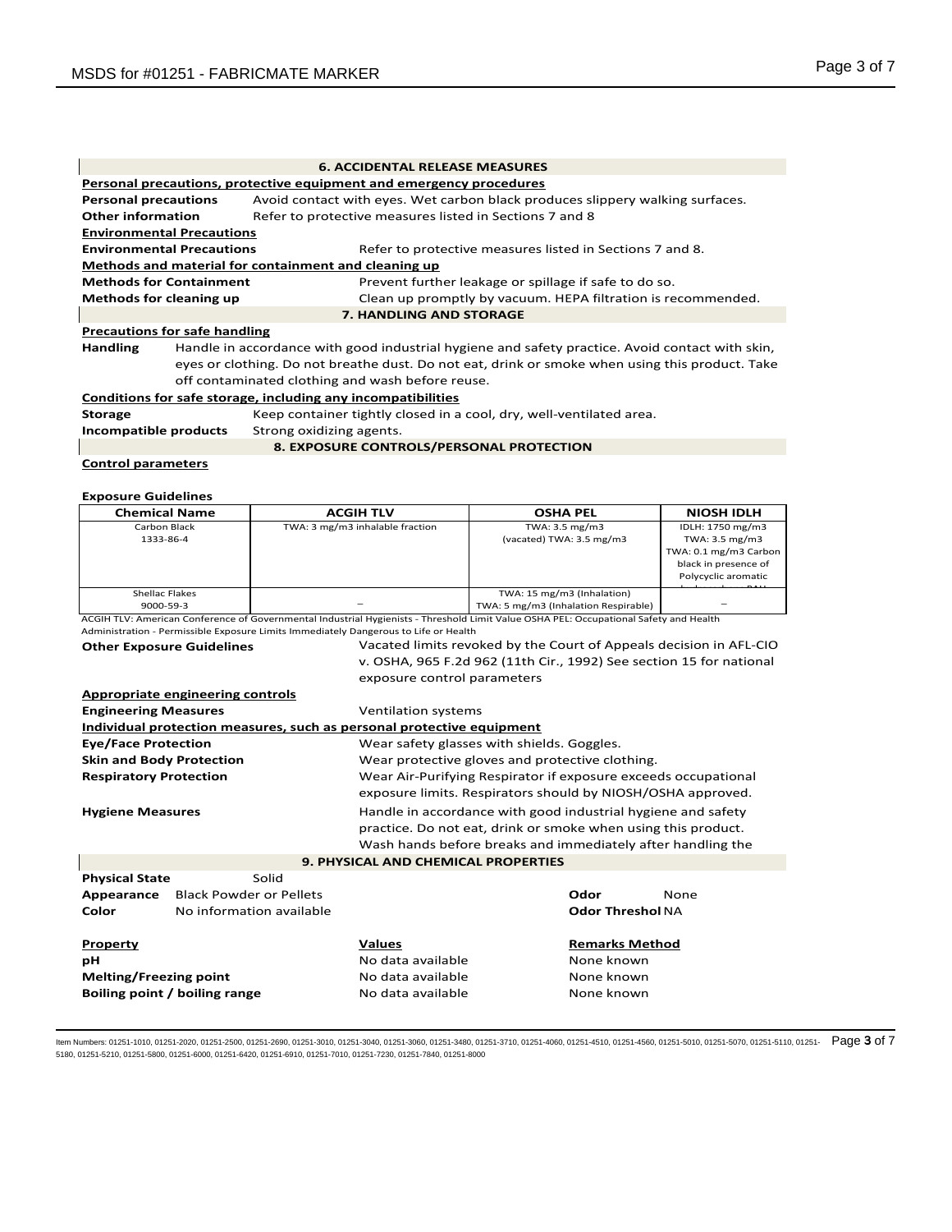## 6. ACCIDENTAL RELEASE MEASURES

**Personal precautions, protective equipment and emergency procedures**

**Personal precautions** Avoid contact with eyes. Wet carbon black produces slippery walking surfaces.

**Other information** Refer to protective measures listed in Sections 7 and 8

**Environmental Precautions**

**Environmental Precautions** Refer to protective measures listed in Sections 7 and 8.

**Methods and material for containment and cleaning up**

**Methods for Containment** Prevent further leakage or spillage if safe to do so.

**Methods for cleaning up** Clean up promptly by vacuum. HEPA filtration is recommended.

## 7. HANDLING AND STORAGE

**Precautions for safe handling**

**Handling** Handle in accordance with good industrial hygiene and safety practice. Avoid contact with skin, eyes or clothing. Do not breathe dust. Do not eat, drink or smoke when using this product. Take off contaminated clothing and wash before reuse.

**Conditions for safe storage, including any incompatibilities**

**Storage** Keep container tightly closed in a cool, dry, well-ventilated area.

**Incompatible products** Strong oxidizing agents.

## 8. EXPOSURE CONTROLS/PERSONAL PROTECTION

**Control parameters**

**Exposure Guidelines**

| Chemical Name | ACGIH TLV | OSHA PEL | NIOSH IDLH |
|---|---|---|---|
| Carbon Black 1333-86-4 | TWA: 3 mg/m3 inhalable fraction | TWA: 3.5 mg/m3 (vacated) TWA: 3.5 mg/m3 | IDLH: 1750 mg/m3 TWA: 3.5 mg/m3 TWA: 0.1 mg/m3 Carbon black in presence of Polycyclic aromatic hydrocarbons PAH |
| Shellac Flakes 9000-59-3 | – | TWA: 15 mg/m3 (Inhalation) TWA: 5 mg/m3 (Inhalation Respirable) | – |

ACGIH TLV: American Conference of Governmental Industrial Hygienists - Threshold Limit Value OSHA PEL: Occupational Safety and Health Administration - Permissible Exposure Limits Immediately Dangerous to Life or Health

**Other Exposure Guidelines** Vacated limits revoked by the Court of Appeals decision in AFL-CIO v. OSHA, 965 F.2d 962 (11th Cir., 1992) See section 15 for national exposure control parameters

**Appropriate engineering controls**

**Engineering Measures** Ventilation systems

**Individual protection measures, such as personal protective equipment**

**Eye/Face Protection** Wear safety glasses with shields. Goggles.

**Skin and Body Protection** Wear protective gloves and protective clothing.

**Respiratory Protection** Wear Air-Purifying Respirator if exposure exceeds occupational exposure limits. Respirators should by NIOSH/OSHA approved.

**Hygiene Measures** Handle in accordance with good industrial hygiene and safety practice. Do not eat, drink or smoke when using this product. Wash hands before breaks and immediately after handling the

## 9. PHYSICAL AND CHEMICAL PROPERTIES

**Physical State** Solid

**Appearance** Black Powder or Pellets

**Odor** None

**Color** No information available

**Odor Threshol** NA

| Property | Values | Remarks Method |
|---|---|---|
| **pH** | No data available | None known |
| **Melting/Freezing point** | No data available | None known |
| **Boiling point / boiling range** | No data available | None known |

Item Numbers: 01251-1010, 01251-2020, 01251-2500, 01251-2690, 01251-3010, 01251-3040, 01251-3060, 01251-3480, 01251-3710, 01251-4060, 01251-4510, 01251-4560, 01251-5010, 01251-5070, 01251-5110, 01251-5180, 01251-5210, 01251-5800, 01251-6000, 01251-6420, 01251-6910, 01251-7010, 01251-7230, 01251-7840, 01251-8000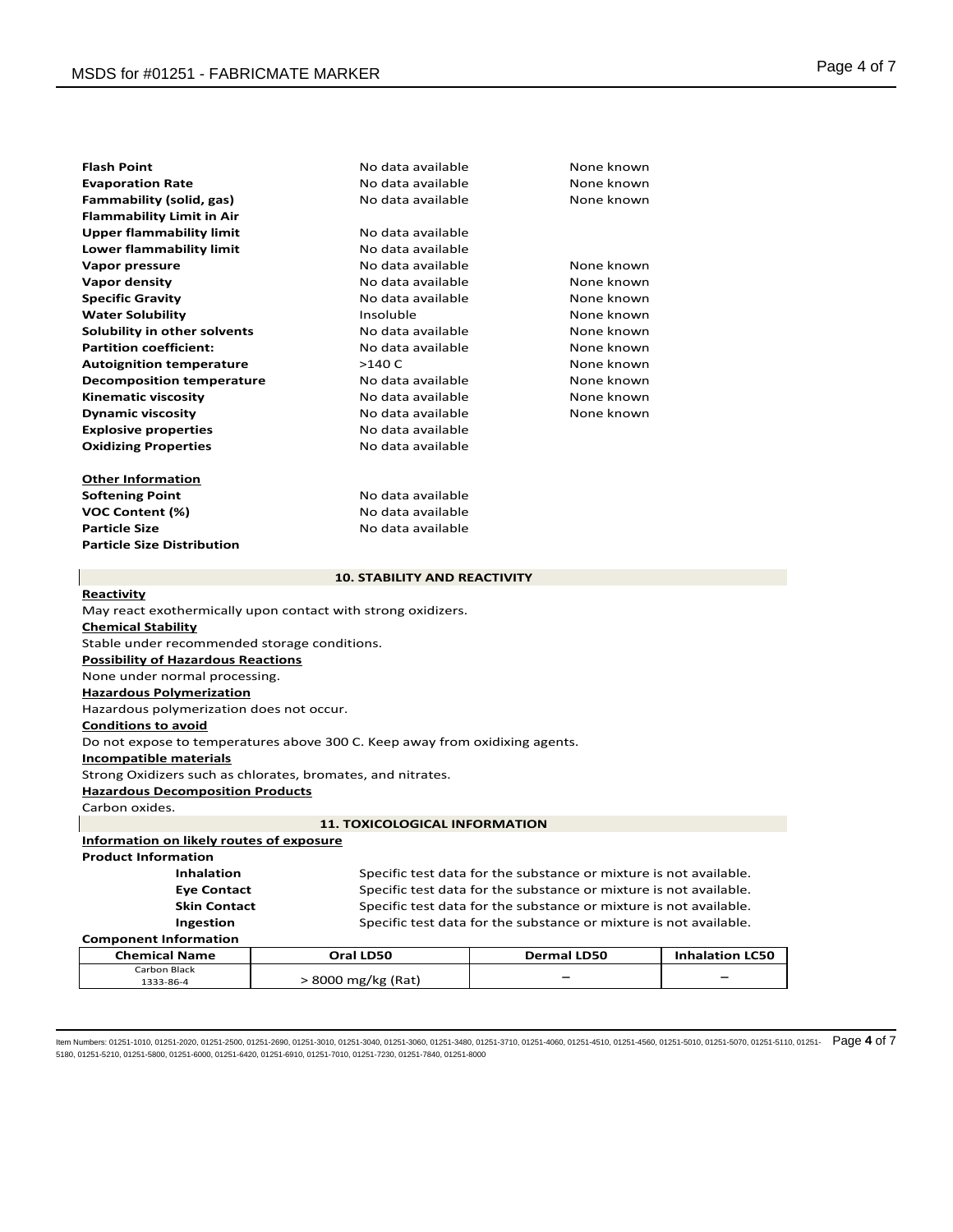| | | |
|---|---|---|
| **Flash Point** | No data available | None known |
| **Evaporation Rate** | No data available | None known |
| **Fammability (solid, gas)** | No data available | None known |
| **Flammability Limit in Air** | | |
| **Upper flammability limit** | No data available | |
| **Lower flammability limit** | No data available | |
| **Vapor pressure** | No data available | None known |
| **Vapor density** | No data available | None known |
| **Specific Gravity** | No data available | None known |
| **Water Solubility** | Insoluble | None known |
| **Solubility in other solvents** | No data available | None known |
| **Partition coefficient:** | No data available | None known |
| **Autoignition temperature** | >140 C | None known |
| **Decomposition temperature** | No data available | None known |
| **Kinematic viscosity** | No data available | None known |
| **Dynamic viscosity** | No data available | None known |
| **Explosive properties** | No data available | |
| **Oxidizing Properties** | No data available | |

**Other Information**

| | |
|---|---|
| **Softening Point** | No data available |
| **VOC Content (%)** | No data available |
| **Particle Size** | No data available |
| **Particle Size Distribution** | |

## 10. STABILITY AND REACTIVITY

**Reactivity**

May react exothermically upon contact with strong oxidizers.

**Chemical Stability**

Stable under recommended storage conditions.

**Possibility of Hazardous Reactions**

None under normal processing.

**Hazardous Polymerization**

Hazardous polymerization does not occur.

**Conditions to avoid**

Do not expose to temperatures above 300 C. Keep away from oxidixing agents.

**Incompatible materials**

Strong Oxidizers such as chlorates, bromates, and nitrates.

**Hazardous Decomposition Products**

Carbon oxides.

## 11. TOXICOLOGICAL INFORMATION

**Information on likely routes of exposure**

**Product Information**

| | |
|---|---|
| **Inhalation** | Specific test data for the substance or mixture is not available. |
| **Eye Contact** | Specific test data for the substance or mixture is not available. |
| **Skin Contact** | Specific test data for the substance or mixture is not available. |
| **Ingestion** | Specific test data for the substance or mixture is not available. |

**Component Information**

| Chemical Name | Oral LD50 | Dermal LD50 | Inhalation LC50 |
|---|---|---|---|
| Carbon Black 1333-86-4 | > 8000 mg/kg (Rat) | – | – |

Item Numbers: 01251-1010, 01251-2020, 01251-2500, 01251-2690, 01251-3010, 01251-3040, 01251-3060, 01251-3480, 01251-3710, 01251-4060, 01251-4510, 01251-4560, 01251-5010, 01251-5070, 01251-5110, 01251-5180, 01251-5210, 01251-5800, 01251-6000, 01251-6420, 01251-6910, 01251-7010, 01251-7230, 01251-7840, 01251-8000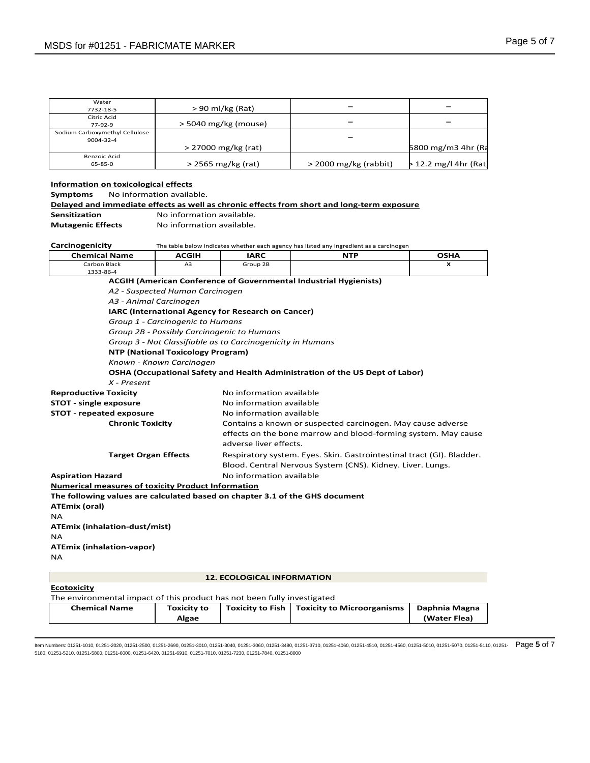| Water<br>7732-18-5 | > 90 ml/kg (Rat) | – | – |
|---|---|---|---|
| Citric Acid<br>77-92-9 | > 5040 mg/kg (mouse) | – | – |
| Sodium Carboxymethyl Cellulose<br>9004-32-4 | > 27000 mg/kg (rat) | – | 5800 mg/m3 4hr (Ra |
| Benzoic Acid<br>65-85-0 | > 2565 mg/kg (rat) | > 2000 mg/kg (rabbit) | > 12.2 mg/l 4hr (Rat |

**Information on toxicological effects**

**Symptoms** No information available.

**Delayed and immediate effects as well as chronic effects from short and long-term exposure**

**Sensitization** No information available.

**Mutagenic Effects** No information available.

**Carcinogenicity** The table below indicates whether each agency has listed any ingredient as a carcinogen

| Chemical Name | ACGIH | IARC | NTP | OSHA |
|---|---|---|---|---|
| Carbon Black<br>1333-86-4 | A3 | Group 2B | | x |

**ACGIH (American Conference of Governmental Industrial Hygienists)**

*A2 - Suspected Human Carcinogen*

*A3 - Animal Carcinogen*

**IARC (International Agency for Research on Cancer)**

*Group 1 - Carcinogenic to Humans*

*Group 2B - Possibly Carcinogenic to Humans*

*Group 3 - Not Classifiable as to Carcinogenicity in Humans*

**NTP (National Toxicology Program)**

*Known - Known Carcinogen*

**OSHA (Occupational Safety and Health Administration of the US Dept of Labor)**

*X - Present*

**Reproductive Toxicity** No information available

**STOT - single exposure** No information available

**STOT - repeated exposure** No information available

**Chronic Toxicity** Contains a known or suspected carcinogen. May cause adverse effects on the bone marrow and blood-forming system. May cause adverse liver effects.

**Target Organ Effects** Respiratory system. Eyes. Skin. Gastrointestinal tract (GI). Bladder. Blood. Central Nervous System (CNS). Kidney. Liver. Lungs.

**Aspiration Hazard** No information available

**Numerical measures of toxicity Product Information**

**The following values are calculated based on chapter 3.1 of the GHS document**

**ATEmix (oral)**

NA

**ATEmix (inhalation-dust/mist)**

NA

**ATEmix (inhalation-vapor)**

NA

## 12. ECOLOGICAL INFORMATION

**Ecotoxicity**

The environmental impact of this product has not been fully investigated

| Chemical Name | Toxicity to Algae | Toxicity to Fish | Toxicity to Microorganisms | Daphnia Magna (Water Flea) |
|---|---|---|---|---|

Item Numbers: 01251-1010, 01251-2020, 01251-2500, 01251-2690, 01251-3010, 01251-3040, 01251-3060, 01251-3480, 01251-3710, 01251-4060, 01251-4510, 01251-4560, 01251-5010, 01251-5070, 01251-5110, 01251-5180, 01251-5210, 01251-5800, 01251-6000, 01251-6420, 01251-6910, 01251-7010, 01251-7230, 01251-7840, 01251-8000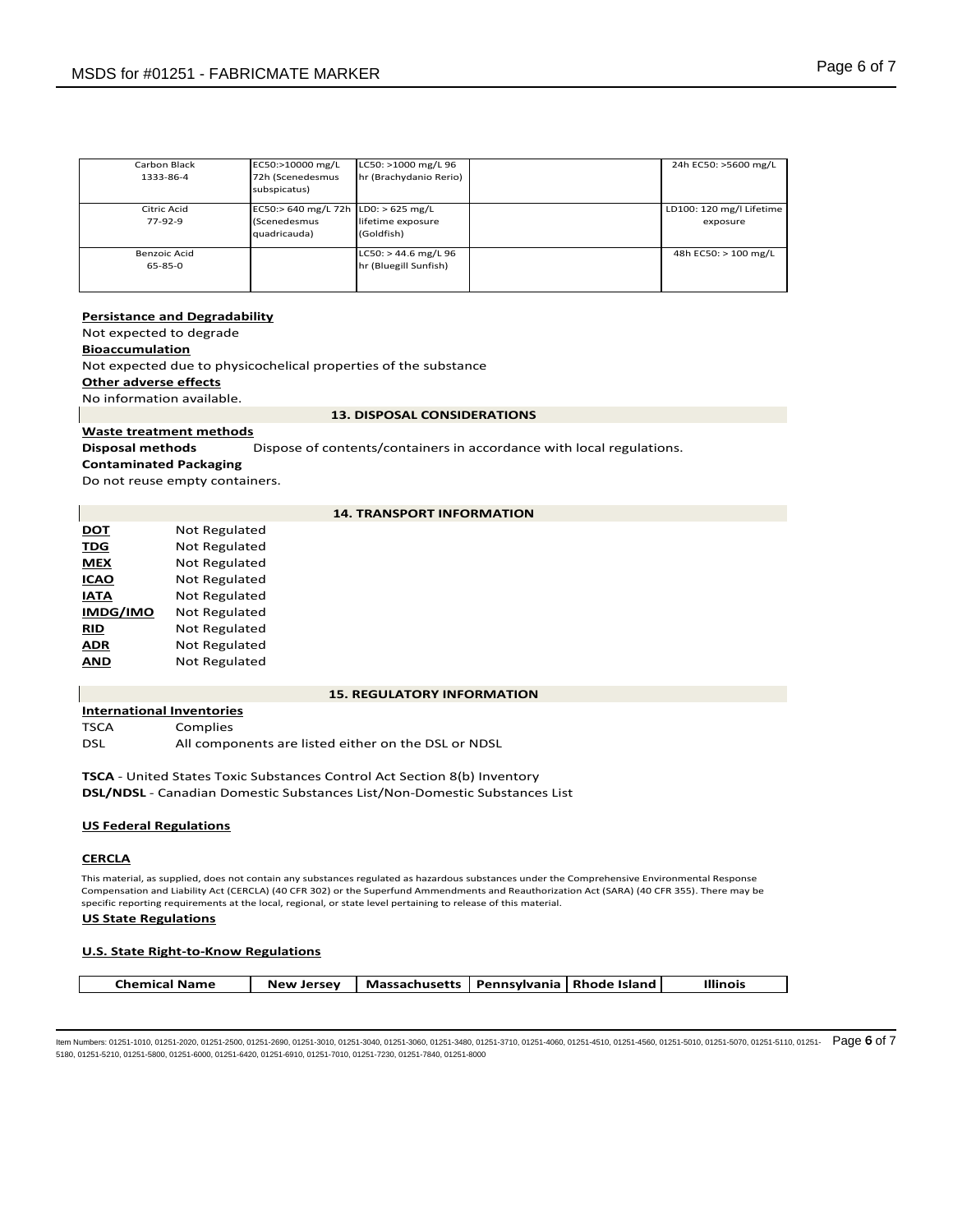| | | | | |
|---|---|---|---|---|
| Carbon Black<br>1333-86-4 | EC50:>10000 mg/L 72h (Scenedesmus subspicatus) | LC50: >1000 mg/L 96 hr (Brachydanio Rerio) | | 24h EC50: >5600 mg/L |
| Citric Acid<br>77-92-9 | EC50:> 640 mg/L 72h (Scenedesmus quadricauda) | LD0: > 625 mg/L lifetime exposure (Goldfish) | | LD100: 120 mg/l Lifetime exposure |
| Benzoic Acid<br>65-85-0 | | LC50: > 44.6 mg/L 96 hr (Bluegill Sunfish) | | 48h EC50: > 100 mg/L |

**Persistance and Degradability**

Not expected to degrade

**Bioaccumulation**

Not expected due to physicochelical properties of the substance

**Other adverse effects**

No information available.

## 13. DISPOSAL CONSIDERATIONS

**Waste treatment methods**

**Disposal methods** Dispose of contents/containers in accordance with local regulations.

**Contaminated Packaging**

Do not reuse empty containers.

## 14. TRANSPORT INFORMATION

| | |
|---|---|
| **DOT** | Not Regulated |
| **TDG** | Not Regulated |
| **MEX** | Not Regulated |
| **ICAO** | Not Regulated |
| **IATA** | Not Regulated |
| **IMDG/IMO** | Not Regulated |
| **RID** | Not Regulated |
| **ADR** | Not Regulated |
| **AND** | Not Regulated |

## 15. REGULATORY INFORMATION

**International Inventories**

| | |
|---|---|
| TSCA | Complies |
| DSL | All components are listed either on the DSL or NDSL |

**TSCA** - United States Toxic Substances Control Act Section 8(b) Inventory

**DSL/NDSL** - Canadian Domestic Substances List/Non-Domestic Substances List

**US Federal Regulations**

**CERCLA**

This material, as supplied, does not contain any substances regulated as hazardous substances under the Comprehensive Environmental Response Compensation and Liability Act (CERCLA) (40 CFR 302) or the Superfund Ammendments and Reauthorization Act (SARA) (40 CFR 355). There may be specific reporting requirements at the local, regional, or state level pertaining to release of this material.

**US State Regulations**

**U.S. State Right-to-Know Regulations**

| Chemical Name | New Jersey | Massachusetts | Pennsylvania | Rhode Island | Illinois |
|---|---|---|---|---|---|

Item Numbers: 01251-1010, 01251-2020, 01251-2500, 01251-2690, 01251-3010, 01251-3040, 01251-3060, 01251-3480, 01251-3710, 01251-4060, 01251-4510, 01251-4560, 01251-5010, 01251-5070, 01251-5110, 01251-5180, 01251-5210, 01251-5800, 01251-6000, 01251-6420, 01251-6910, 01251-7010, 01251-7230, 01251-7840, 01251-8000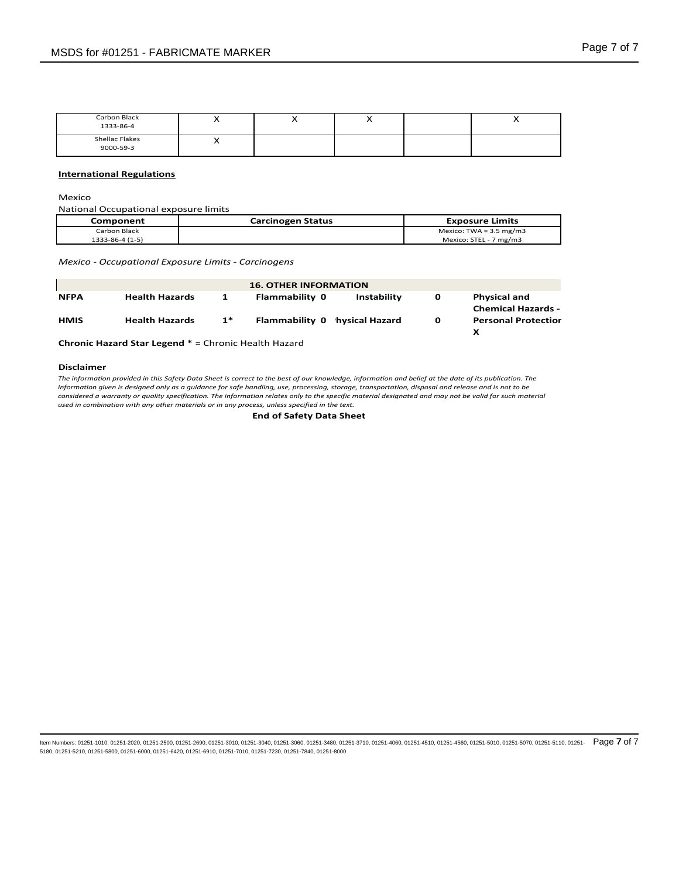| | | | | | |
|---|---|---|---|---|---|
| Carbon Black<br>1333-86-4 | X | X | X | | X |
| Shellac Flakes<br>9000-59-3 | X | | | | |

**International Regulations**

Mexico

National Occupational exposure limits

| Component | Carcinogen Status | Exposure Limits |
|---|---|---|
| Carbon Black<br>1333-86-4 (1-5) | | Mexico: TWA = 3.5 mg/m3<br>Mexico: STEL - 7 mg/m3 |

*Mexico - Occupational Exposure Limits - Carcinogens*

## 16. OTHER INFORMATION

| | | | | | | | |
|---|---|---|---|---|---|---|---|
| **NFPA** | **Health Hazards** | **1** | **Flammability 0** | **Instability** | **0** | **Physical and Chemical Hazards -** | |
| **HMIS** | **Health Hazards** | **1*** | **Flammability 0** | **'hysical Hazard** | **0** | **Personal Protectior** | **X** |

**Chronic Hazard Star Legend *** = Chronic Health Hazard

**Disclaimer**

*The information provided in this Safety Data Sheet is correct to the best of our knowledge, information and belief at the date of its publication. The information given is designed only as a guidance for safe handling, use, processing, storage, transportation, disposal and release and is not to be considered a warranty or quality specification. The information relates only to the specific material designated and may not be valid for such material used in combination with any other materials or in any process, unless specified in the text.*

**End of Safety Data Sheet**

Item Numbers: 01251-1010, 01251-2020, 01251-2500, 01251-2690, 01251-3010, 01251-3040, 01251-3060, 01251-3480, 01251-3710, 01251-4060, 01251-4510, 01251-4560, 01251-5010, 01251-5070, 01251-5110, 01251-5180, 01251-5210, 01251-5800, 01251-6000, 01251-6420, 01251-6910, 01251-7010, 01251-7230, 01251-7840, 01251-8000